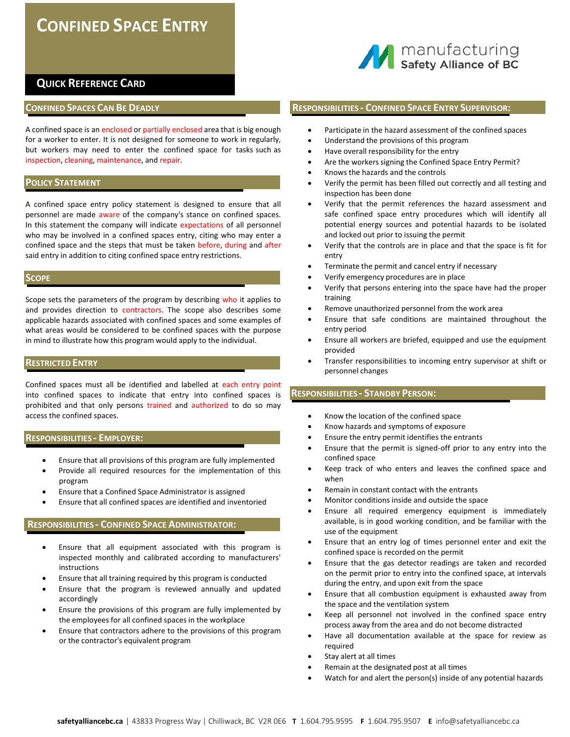# Confined Space Entry

## Quick Reference Card

manufacturing Safety Alliance of BC

## Confined Spaces Can Be Deadly

A confined space is an enclosed or partially enclosed area that is big enough for a worker to enter. It is not designed for someone to work in regularly, but workers may need to enter the confined space for tasks such as inspection, cleaning, maintenance, and repair.

## Policy Statement

A confined space entry policy statement is designed to ensure that all personnel are made aware of the company's stance on confined spaces. In this statement the company will indicate expectations of all personnel who may be involved in a confined spaces entry, citing who may enter a confined space and the steps that must be taken before, during and after said entry in addition to citing confined space entry restrictions.

## Scope

Scope sets the parameters of the program by describing who it applies to and provides direction to contractors. The scope also describes some applicable hazards associated with confined spaces and some examples of what areas would be considered to be confined spaces with the purpose in mind to illustrate how this program would apply to the individual.

## Restricted Entry

Confined spaces must all be identified and labelled at each entry point into confined spaces to indicate that entry into confined spaces is prohibited and that only persons trained and authorized to do so may access the confined spaces.

## Responsibilities - Employer:

- Ensure that all provisions of this program are fully implemented
- Provide all required resources for the implementation of this program
- Ensure that a Confined Space Administrator is assigned
- Ensure that all confined spaces are identified and inventoried

## Responsibilities - Confined Space Administrator:

- Ensure that all equipment associated with this program is inspected monthly and calibrated according to manufacturers' instructions
- Ensure that all training required by this program is conducted
- Ensure that the program is reviewed annually and updated accordingly
- Ensure the provisions of this program are fully implemented by the employees for all confined spaces in the workplace
- Ensure that contractors adhere to the provisions of this program or the contractor's equivalent program

## Responsibilities - Confined Space Entry Supervisor:

- Participate in the hazard assessment of the confined spaces
- Understand the provisions of this program
- Have overall responsibility for the entry
- Are the workers signing the Confined Space Entry Permit?
- Knows the hazards and the controls
- Verify the permit has been filled out correctly and all testing and inspection has been done
- Verify that the permit references the hazard assessment and safe confined space entry procedures which will identify all potential energy sources and potential hazards to be isolated and locked out prior to issuing the permit
- Verify that the controls are in place and that the space is fit for entry
- Terminate the permit and cancel entry if necessary
- Verify emergency procedures are in place
- Verify that persons entering into the space have had the proper training
- Remove unauthorized personnel from the work area
- Ensure that safe conditions are maintained throughout the entry period
- Ensure all workers are briefed, equipped and use the equipment provided
- Transfer responsibilities to incoming entry supervisor at shift or personnel changes

## Responsibilities - Standby Person:

- Know the location of the confined space
- Know hazards and symptoms of exposure
- Ensure the entry permit identifies the entrants
- Ensure that the permit is signed-off prior to any entry into the confined space
- Keep track of who enters and leaves the confined space and when
- Remain in constant contact with the entrants
- Monitor conditions inside and outside the space
- Ensure all required emergency equipment is immediately available, is in good working condition, and be familiar with the use of the equipment
- Ensure that an entry log of times personnel enter and exit the confined space is recorded on the permit
- Ensure that the gas detector readings are taken and recorded on the permit prior to entry into the confined space, at intervals during the entry, and upon exit from the space
- Ensure that all combustion equipment is exhausted away from the space and the ventilation system
- Keep all personnel not involved in the confined space entry process away from the area and do not become distracted
- Have all documentation available at the space for review as required
- Stay alert at all times
- Remain at the designated post at all times
- Watch for and alert the person(s) inside of any potential hazards

**safetyalliancebc.ca** | 43833 Progress Way | Chilliwack, BC V2R 0E6 **T** 1.604.795.9595 **F** 1.604.795.9507 **E** info@safetyalliancebc.ca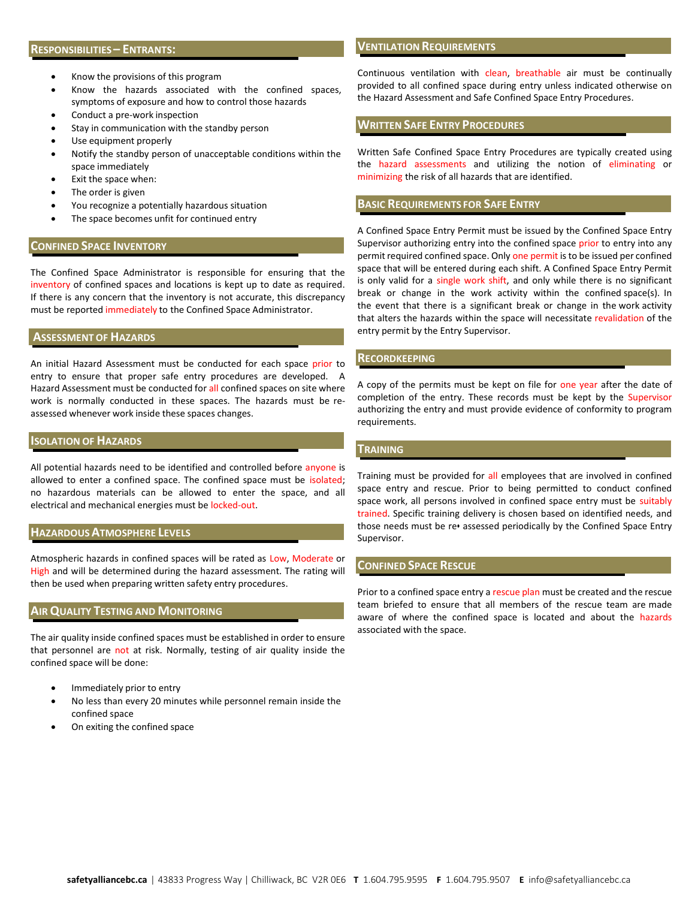## Responsibilities – Entrants:

- Know the provisions of this program
- Know the hazards associated with the confined spaces, symptoms of exposure and how to control those hazards
- Conduct a pre-work inspection
- Stay in communication with the standby person
- Use equipment properly
- Notify the standby person of unacceptable conditions within the space immediately
- Exit the space when:
- The order is given
- You recognize a potentially hazardous situation
- The space becomes unfit for continued entry

## Confined Space Inventory

The Confined Space Administrator is responsible for ensuring that the inventory of confined spaces and locations is kept up to date as required. If there is any concern that the inventory is not accurate, this discrepancy must be reported immediately to the Confined Space Administrator.

## Assessment of Hazards

An initial Hazard Assessment must be conducted for each space prior to entry to ensure that proper safe entry procedures are developed. A Hazard Assessment must be conducted for all confined spaces on site where work is normally conducted in these spaces. The hazards must be re-assessed whenever work inside these spaces changes.

## Isolation of Hazards

All potential hazards need to be identified and controlled before anyone is allowed to enter a confined space. The confined space must be isolated; no hazardous materials can be allowed to enter the space, and all electrical and mechanical energies must be locked-out.

## Hazardous Atmosphere Levels

Atmospheric hazards in confined spaces will be rated as Low, Moderate or High and will be determined during the hazard assessment. The rating will then be used when preparing written safety entry procedures.

## Air Quality Testing and Monitoring

The air quality inside confined spaces must be established in order to ensure that personnel are not at risk. Normally, testing of air quality inside the confined space will be done:

- Immediately prior to entry
- No less than every 20 minutes while personnel remain inside the confined space
- On exiting the confined space

## Ventilation Requirements

Continuous ventilation with clean, breathable air must be continually provided to all confined space during entry unless indicated otherwise on the Hazard Assessment and Safe Confined Space Entry Procedures.

## Written Safe Entry Procedures

Written Safe Confined Space Entry Procedures are typically created using the hazard assessments and utilizing the notion of eliminating or minimizing the risk of all hazards that are identified.

## Basic Requirements for Safe Entry

A Confined Space Entry Permit must be issued by the Confined Space Entry Supervisor authorizing entry into the confined space prior to entry into any permit required confined space. Only one permit is to be issued per confined space that will be entered during each shift. A Confined Space Entry Permit is only valid for a single work shift, and only while there is no significant break or change in the work activity within the confined space(s). In the event that there is a significant break or change in the work activity that alters the hazards within the space will necessitate revalidation of the entry permit by the Entry Supervisor.

## Recordkeeping

A copy of the permits must be kept on file for one year after the date of completion of the entry. These records must be kept by the Supervisor authorizing the entry and must provide evidence of conformity to program requirements.

## Training

Training must be provided for all employees that are involved in confined space entry and rescue. Prior to being permitted to conduct confined space work, all persons involved in confined space entry must be suitably trained. Specific training delivery is chosen based on identified needs, and those needs must be re• assessed periodically by the Confined Space Entry Supervisor.

## Confined Space Rescue

Prior to a confined space entry a rescue plan must be created and the rescue team briefed to ensure that all members of the rescue team are made aware of where the confined space is located and about the hazards associated with the space.